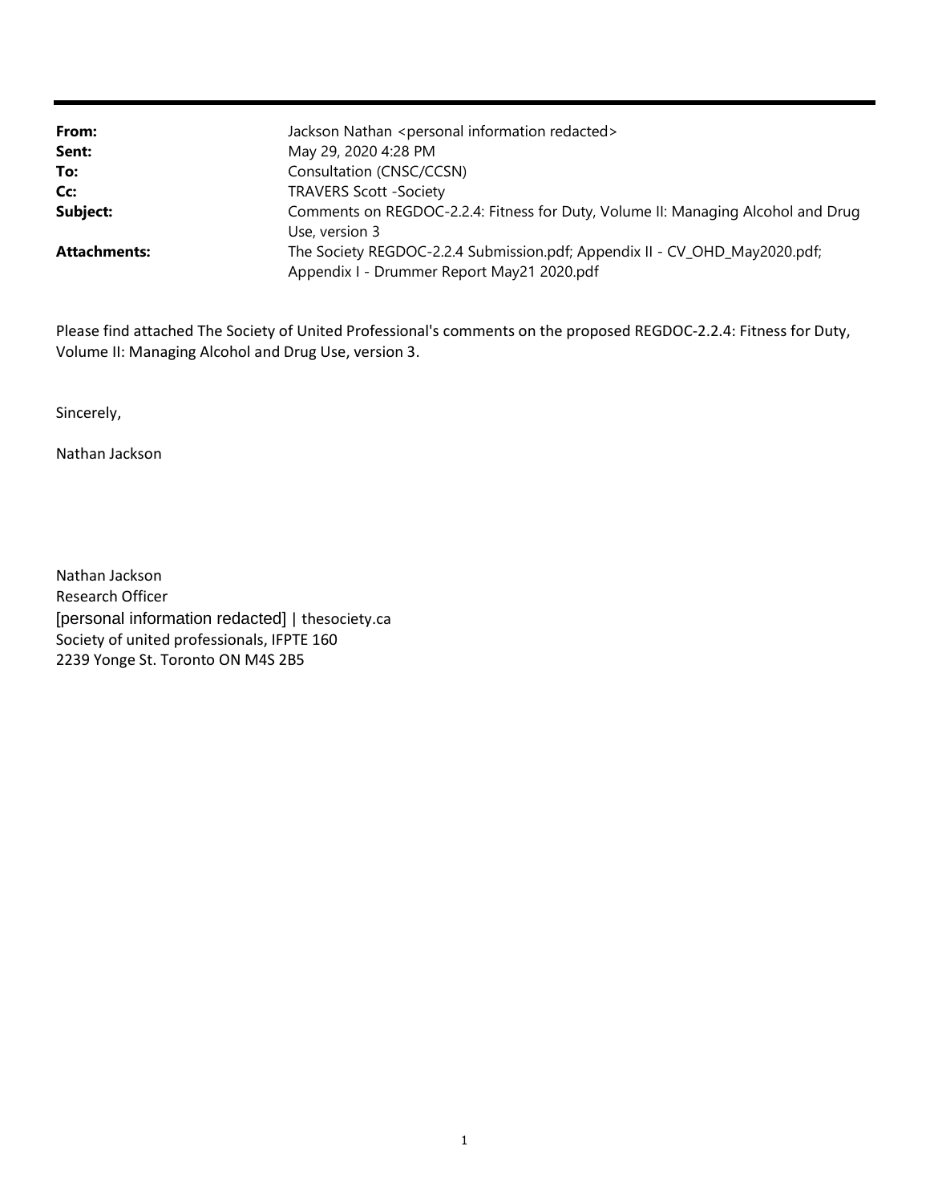| | |
|---|---|
| **From:** | Jackson Nathan <personal information redacted> |
| **Sent:** | May 29, 2020 4:28 PM |
| **To:** | Consultation (CNSC/CCSN) |
| **Cc:** | TRAVERS Scott -Society |
| **Subject:** | Comments on REGDOC-2.2.4: Fitness for Duty, Volume II: Managing Alcohol and Drug Use, version 3 |
| **Attachments:** | The Society REGDOC-2.2.4 Submission.pdf; Appendix II - CV_OHD_May2020.pdf; Appendix I - Drummer Report May21 2020.pdf |

Please find attached The Society of United Professional's comments on the proposed REGDOC-2.2.4: Fitness for Duty, Volume II: Managing Alcohol and Drug Use, version 3.

Sincerely,

Nathan Jackson

Nathan Jackson
Research Officer
[personal information redacted] | thesociety.ca
Society of united professionals, IFPTE 160
2239 Yonge St. Toronto ON M4S 2B5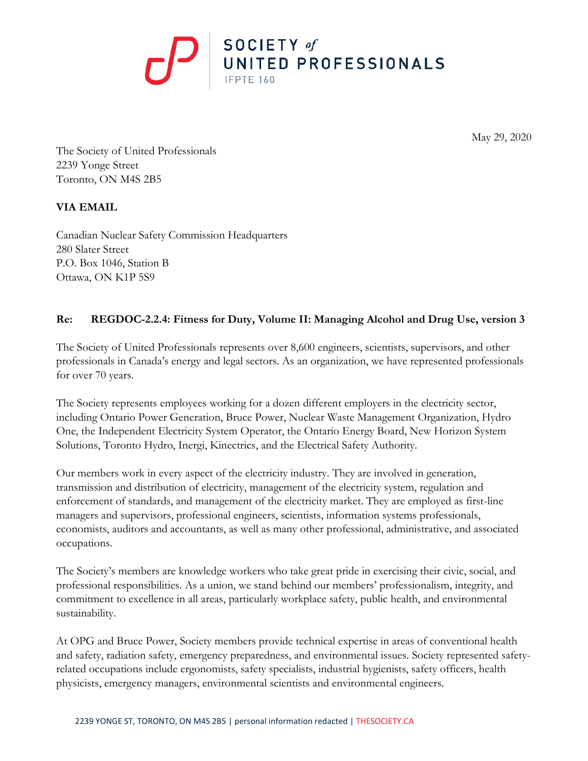May 29, 2020

The Society of United Professionals
2239 Yonge Street
Toronto, ON M4S 2B5

**VIA EMAIL**

Canadian Nuclear Safety Commission Headquarters
280 Slater Street
P.O. Box 1046, Station B
Ottawa, ON K1P 5S9

**Re: REGDOC-2.2.4: Fitness for Duty, Volume II: Managing Alcohol and Drug Use, version 3**

The Society of United Professionals represents over 8,600 engineers, scientists, supervisors, and other professionals in Canada's energy and legal sectors. As an organization, we have represented professionals for over 70 years.

The Society represents employees working for a dozen different employers in the electricity sector, including Ontario Power Generation, Bruce Power, Nuclear Waste Management Organization, Hydro One, the Independent Electricity System Operator, the Ontario Energy Board, New Horizon System Solutions, Toronto Hydro, Inergi, Kinectrics, and the Electrical Safety Authority.

Our members work in every aspect of the electricity industry. They are involved in generation, transmission and distribution of electricity, management of the electricity system, regulation and enforcement of standards, and management of the electricity market. They are employed as first-line managers and supervisors, professional engineers, scientists, information systems professionals, economists, auditors and accountants, as well as many other professional, administrative, and associated occupations.

The Society's members are knowledge workers who take great pride in exercising their civic, social, and professional responsibilities. As a union, we stand behind our members' professionalism, integrity, and commitment to excellence in all areas, particularly workplace safety, public health, and environmental sustainability.

At OPG and Bruce Power, Society members provide technical expertise in areas of conventional health and safety, radiation safety, emergency preparedness, and environmental issues. Society represented safety-related occupations include ergonomists, safety specialists, industrial hygienists, safety officers, health physicists, emergency managers, environmental scientists and environmental engineers.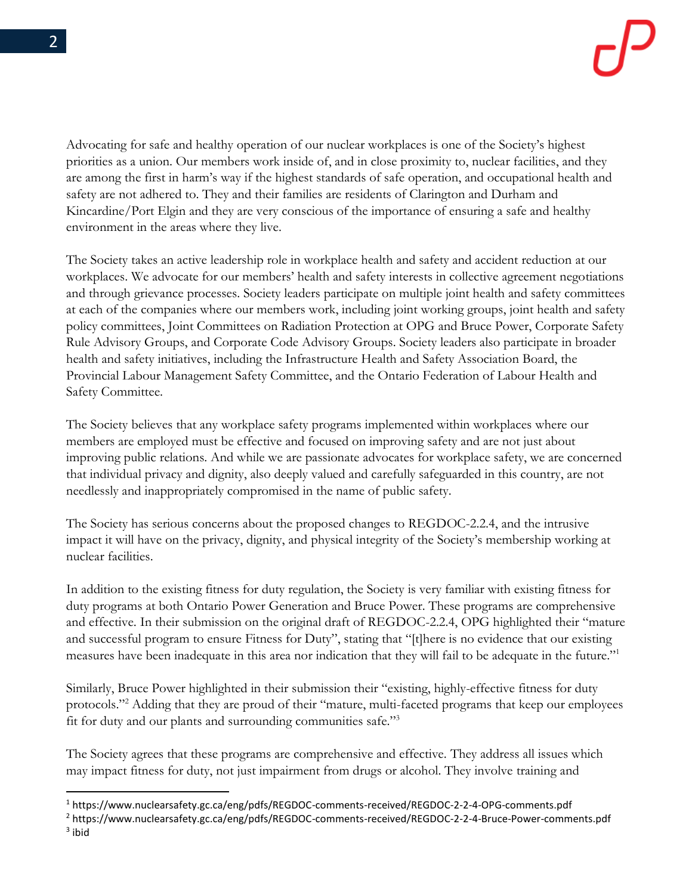Advocating for safe and healthy operation of our nuclear workplaces is one of the Society's highest priorities as a union. Our members work inside of, and in close proximity to, nuclear facilities, and they are among the first in harm's way if the highest standards of safe operation, and occupational health and safety are not adhered to. They and their families are residents of Clarington and Durham and Kincardine/Port Elgin and they are very conscious of the importance of ensuring a safe and healthy environment in the areas where they live.

The Society takes an active leadership role in workplace health and safety and accident reduction at our workplaces. We advocate for our members' health and safety interests in collective agreement negotiations and through grievance processes. Society leaders participate on multiple joint health and safety committees at each of the companies where our members work, including joint working groups, joint health and safety policy committees, Joint Committees on Radiation Protection at OPG and Bruce Power, Corporate Safety Rule Advisory Groups, and Corporate Code Advisory Groups. Society leaders also participate in broader health and safety initiatives, including the Infrastructure Health and Safety Association Board, the Provincial Labour Management Safety Committee, and the Ontario Federation of Labour Health and Safety Committee.

The Society believes that any workplace safety programs implemented within workplaces where our members are employed must be effective and focused on improving safety and are not just about improving public relations. And while we are passionate advocates for workplace safety, we are concerned that individual privacy and dignity, also deeply valued and carefully safeguarded in this country, are not needlessly and inappropriately compromised in the name of public safety.

The Society has serious concerns about the proposed changes to REGDOC-2.2.4, and the intrusive impact it will have on the privacy, dignity, and physical integrity of the Society's membership working at nuclear facilities.

In addition to the existing fitness for duty regulation, the Society is very familiar with existing fitness for duty programs at both Ontario Power Generation and Bruce Power. These programs are comprehensive and effective. In their submission on the original draft of REGDOC-2.2.4, OPG highlighted their "mature and successful program to ensure Fitness for Duty", stating that "[t]here is no evidence that our existing measures have been inadequate in this area nor indication that they will fail to be adequate in the future."[1]

Similarly, Bruce Power highlighted in their submission their "existing, highly-effective fitness for duty protocols."[2] Adding that they are proud of their "mature, multi-faceted programs that keep our employees fit for duty and our plants and surrounding communities safe."[3]

The Society agrees that these programs are comprehensive and effective. They address all issues which may impact fitness for duty, not just impairment from drugs or alcohol. They involve training and

---

[1] https://www.nuclearsafety.gc.ca/eng/pdfs/REGDOC-comments-received/REGDOC-2-2-4-OPG-comments.pdf

[2] https://www.nuclearsafety.gc.ca/eng/pdfs/REGDOC-comments-received/REGDOC-2-2-4-Bruce-Power-comments.pdf

[3] ibid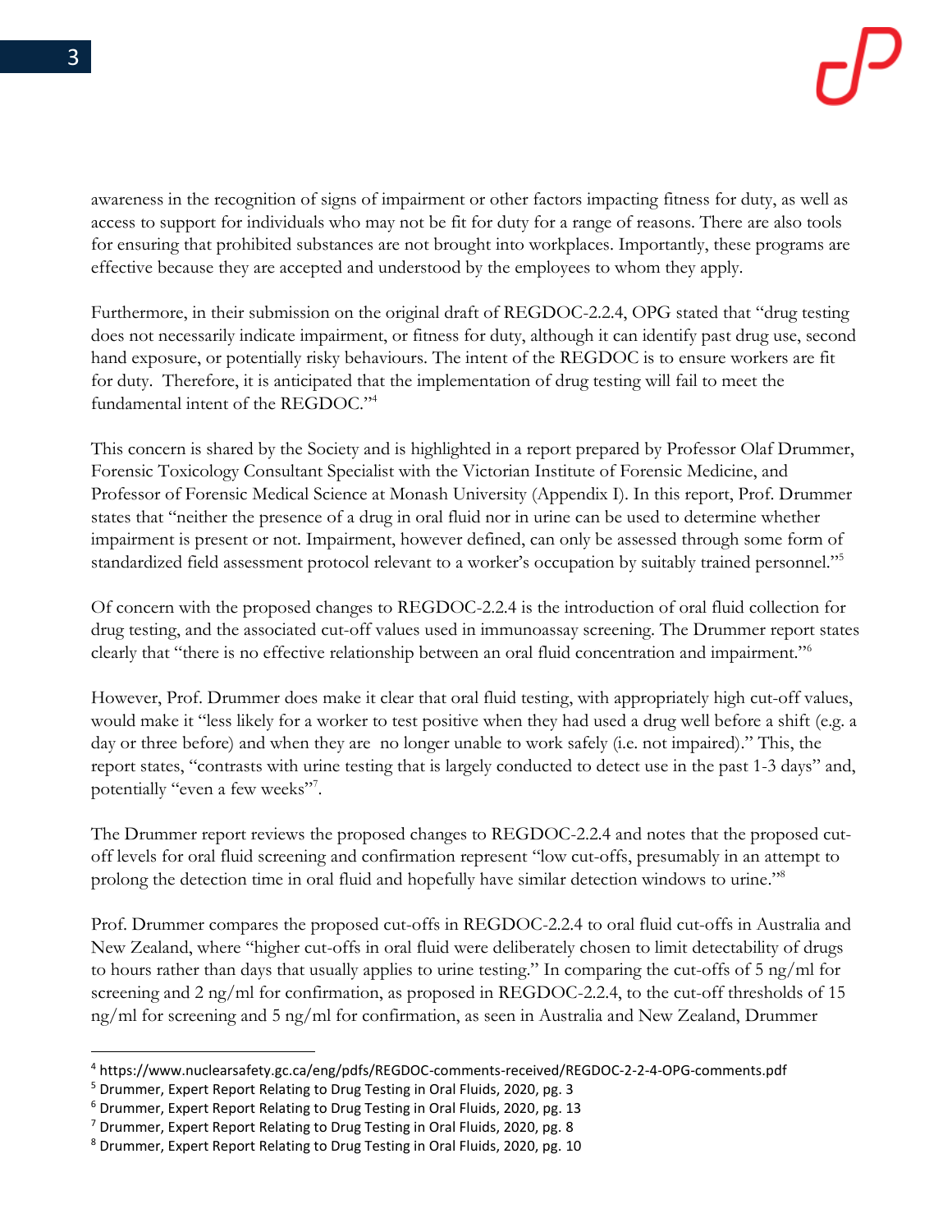awareness in the recognition of signs of impairment or other factors impacting fitness for duty, as well as access to support for individuals who may not be fit for duty for a range of reasons. There are also tools for ensuring that prohibited substances are not brought into workplaces. Importantly, these programs are effective because they are accepted and understood by the employees to whom they apply.

Furthermore, in their submission on the original draft of REGDOC-2.2.4, OPG stated that "drug testing does not necessarily indicate impairment, or fitness for duty, although it can identify past drug use, second hand exposure, or potentially risky behaviours. The intent of the REGDOC is to ensure workers are fit for duty. Therefore, it is anticipated that the implementation of drug testing will fail to meet the fundamental intent of the REGDOC."[4]

This concern is shared by the Society and is highlighted in a report prepared by Professor Olaf Drummer, Forensic Toxicology Consultant Specialist with the Victorian Institute of Forensic Medicine, and Professor of Forensic Medical Science at Monash University (Appendix I). In this report, Prof. Drummer states that "neither the presence of a drug in oral fluid nor in urine can be used to determine whether impairment is present or not. Impairment, however defined, can only be assessed through some form of standardized field assessment protocol relevant to a worker's occupation by suitably trained personnel."[5]

Of concern with the proposed changes to REGDOC-2.2.4 is the introduction of oral fluid collection for drug testing, and the associated cut-off values used in immunoassay screening. The Drummer report states clearly that "there is no effective relationship between an oral fluid concentration and impairment."[6]

However, Prof. Drummer does make it clear that oral fluid testing, with appropriately high cut-off values, would make it "less likely for a worker to test positive when they had used a drug well before a shift (e.g. a day or three before) and when they are no longer unable to work safely (i.e. not impaired)." This, the report states, "contrasts with urine testing that is largely conducted to detect use in the past 1-3 days" and, potentially "even a few weeks"[7].

The Drummer report reviews the proposed changes to REGDOC-2.2.4 and notes that the proposed cut-off levels for oral fluid screening and confirmation represent "low cut-offs, presumably in an attempt to prolong the detection time in oral fluid and hopefully have similar detection windows to urine."[8]

Prof. Drummer compares the proposed cut-offs in REGDOC-2.2.4 to oral fluid cut-offs in Australia and New Zealand, where "higher cut-offs in oral fluid were deliberately chosen to limit detectability of drugs to hours rather than days that usually applies to urine testing." In comparing the cut-offs of 5 ng/ml for screening and 2 ng/ml for confirmation, as proposed in REGDOC-2.2.4, to the cut-off thresholds of 15 ng/ml for screening and 5 ng/ml for confirmation, as seen in Australia and New Zealand, Drummer

---

[4] https://www.nuclearsafety.gc.ca/eng/pdfs/REGDOC-comments-received/REGDOC-2-2-4-OPG-comments.pdf

[5] Drummer, Expert Report Relating to Drug Testing in Oral Fluids, 2020, pg. 3

[6] Drummer, Expert Report Relating to Drug Testing in Oral Fluids, 2020, pg. 13

[7] Drummer, Expert Report Relating to Drug Testing in Oral Fluids, 2020, pg. 8

[8] Drummer, Expert Report Relating to Drug Testing in Oral Fluids, 2020, pg. 10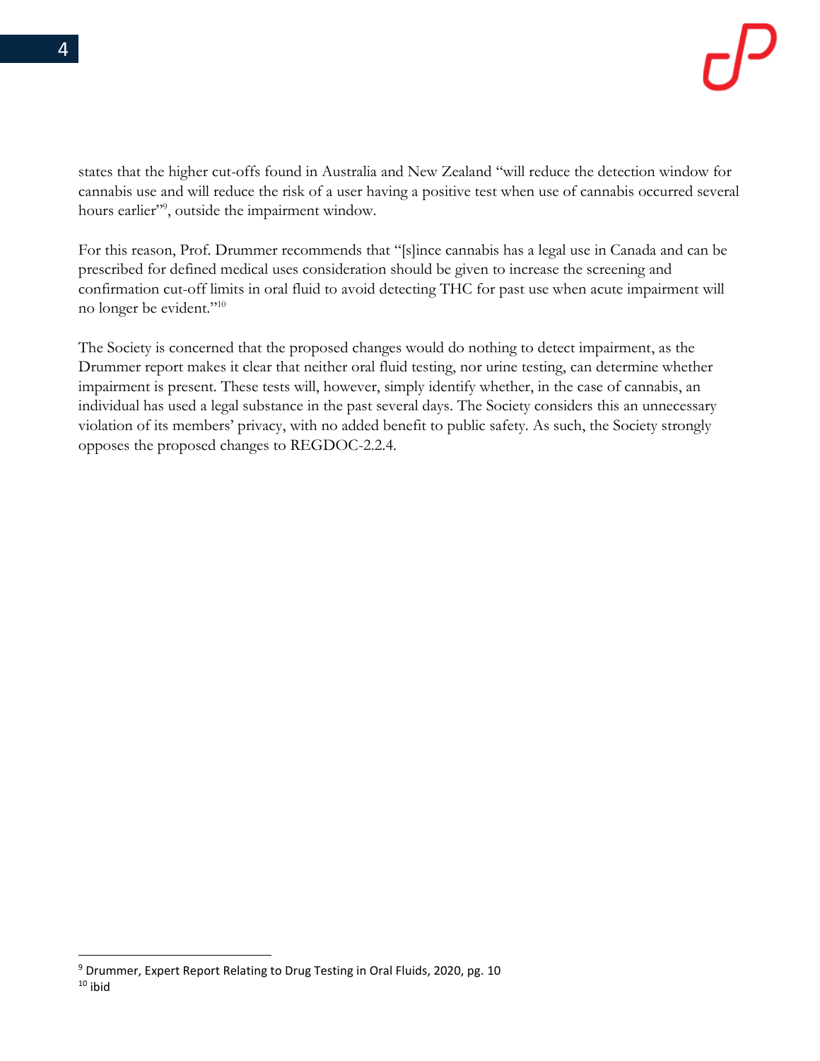states that the higher cut-offs found in Australia and New Zealand "will reduce the detection window for cannabis use and will reduce the risk of a user having a positive test when use of cannabis occurred several hours earlier"[9], outside the impairment window.

For this reason, Prof. Drummer recommends that "[s]ince cannabis has a legal use in Canada and can be prescribed for defined medical uses consideration should be given to increase the screening and confirmation cut-off limits in oral fluid to avoid detecting THC for past use when acute impairment will no longer be evident."[10]

The Society is concerned that the proposed changes would do nothing to detect impairment, as the Drummer report makes it clear that neither oral fluid testing, nor urine testing, can determine whether impairment is present. These tests will, however, simply identify whether, in the case of cannabis, an individual has used a legal substance in the past several days. The Society considers this an unnecessary violation of its members' privacy, with no added benefit to public safety. As such, the Society strongly opposes the proposed changes to REGDOC-2.2.4.

---

[9] Drummer, Expert Report Relating to Drug Testing in Oral Fluids, 2020, pg. 10

[10] ibid